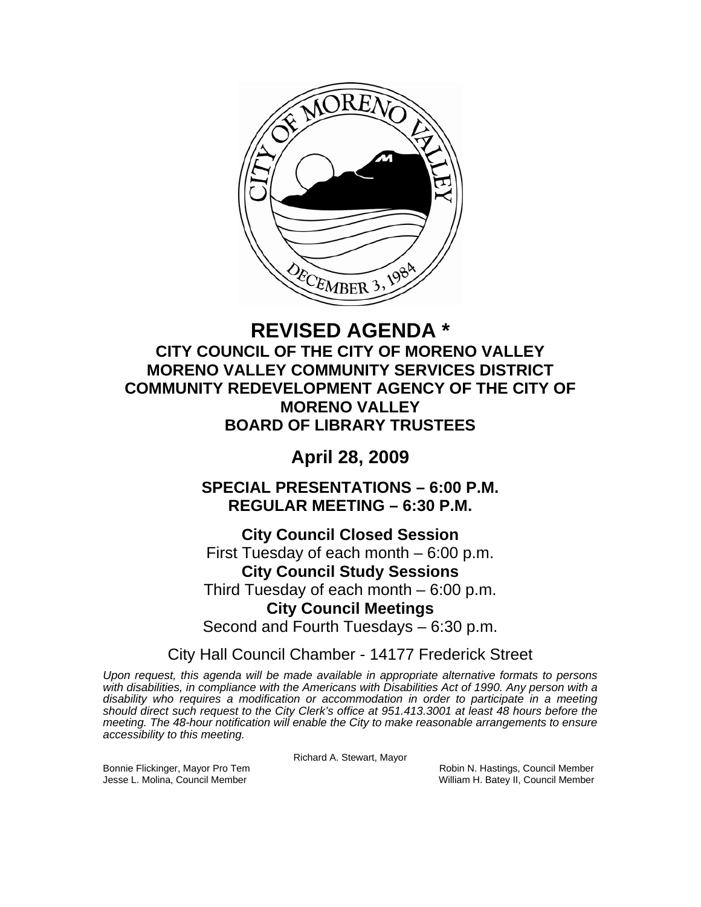# REVISED AGENDA *

## CITY COUNCIL OF THE CITY OF MORENO VALLEY
## MORENO VALLEY COMMUNITY SERVICES DISTRICT
## COMMUNITY REDEVELOPMENT AGENCY OF THE CITY OF MORENO VALLEY
## BOARD OF LIBRARY TRUSTEES

## April 28, 2009

### SPECIAL PRESENTATIONS – 6:00 P.M.
### REGULAR MEETING – 6:30 P.M.

**City Council Closed Session**
First Tuesday of each month – 6:00 p.m.

**City Council Study Sessions**
Third Tuesday of each month – 6:00 p.m.

**City Council Meetings**
Second and Fourth Tuesdays – 6:30 p.m.

City Hall Council Chamber - 14177 Frederick Street

*Upon request, this agenda will be made available in appropriate alternative formats to persons with disabilities, in compliance with the Americans with Disabilities Act of 1990. Any person with a disability who requires a modification or accommodation in order to participate in a meeting should direct such request to the City Clerk's office at 951.413.3001 at least 48 hours before the meeting. The 48-hour notification will enable the City to make reasonable arrangements to ensure accessibility to this meeting.*

Richard A. Stewart, Mayor

Bonnie Flickinger, Mayor Pro Tem
Robin N. Hastings, Council Member
Jesse L. Molina, Council Member
William H. Batey II, Council Member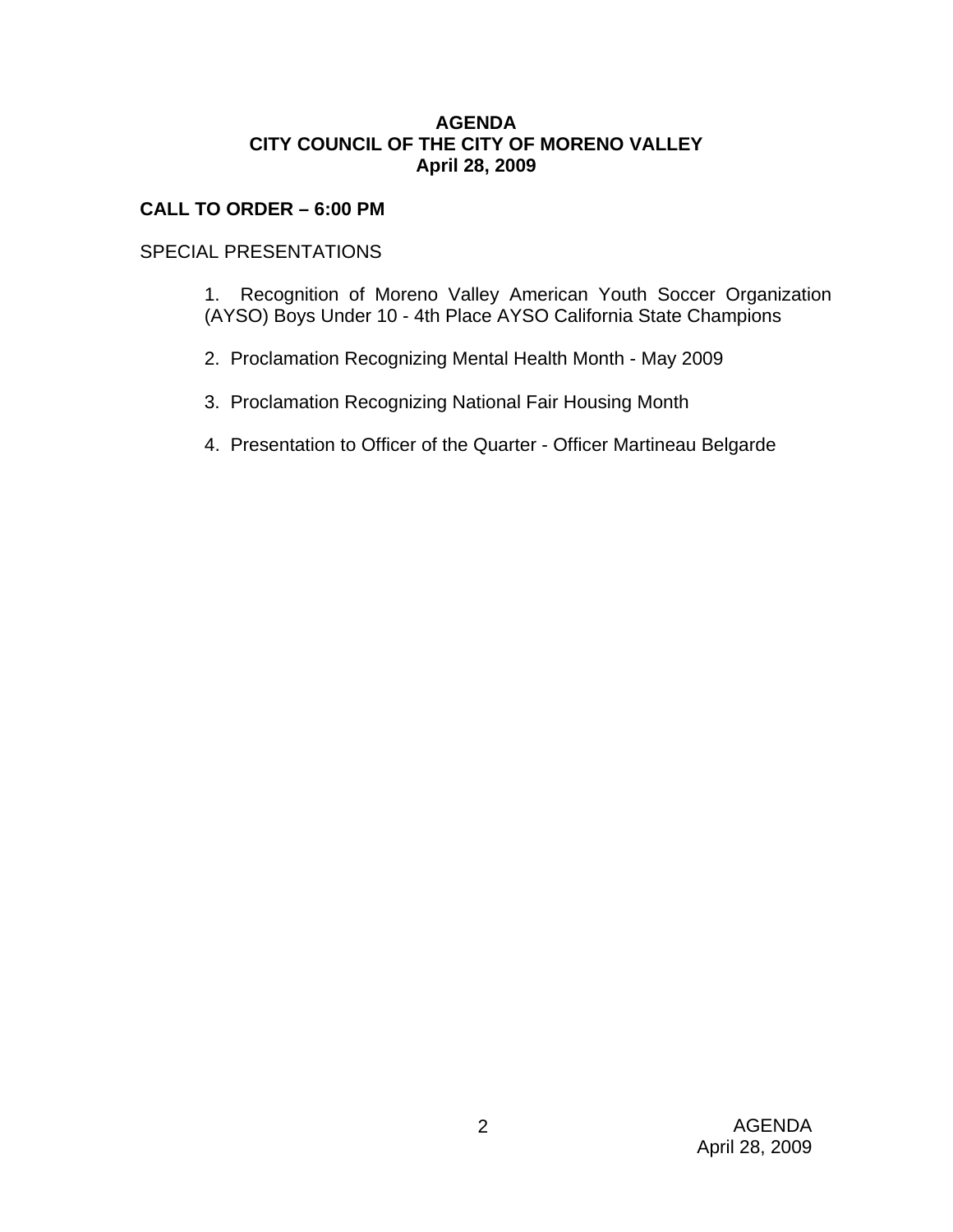**AGENDA**
**CITY COUNCIL OF THE CITY OF MORENO VALLEY**
**April 28, 2009**

**CALL TO ORDER – 6:00 PM**

SPECIAL PRESENTATIONS

1. Recognition of Moreno Valley American Youth Soccer Organization (AYSO) Boys Under 10 - 4th Place AYSO California State Champions

2. Proclamation Recognizing Mental Health Month - May 2009

3. Proclamation Recognizing National Fair Housing Month

4. Presentation to Officer of the Quarter - Officer Martineau Belgarde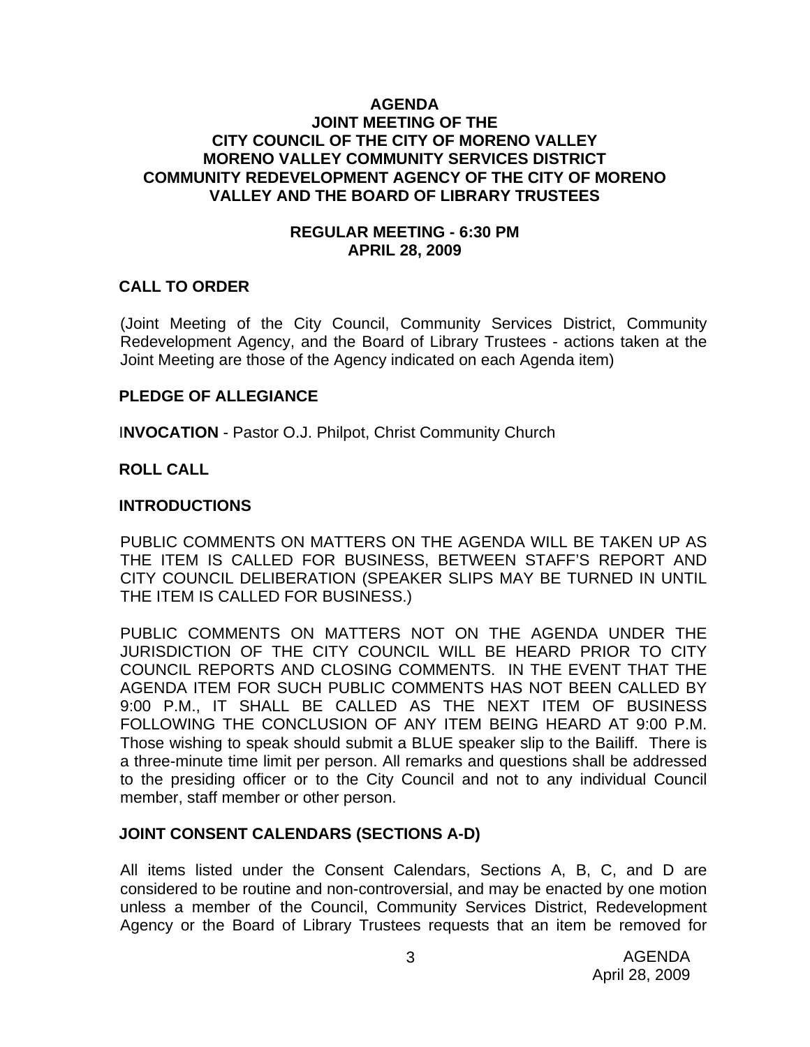# AGENDA
## JOINT MEETING OF THE CITY COUNCIL OF THE CITY OF MORENO VALLEY MORENO VALLEY COMMUNITY SERVICES DISTRICT COMMUNITY REDEVELOPMENT AGENCY OF THE CITY OF MORENO VALLEY AND THE BOARD OF LIBRARY TRUSTEES

### REGULAR MEETING - 6:30 PM
### APRIL 28, 2009

**CALL TO ORDER**

(Joint Meeting of the City Council, Community Services District, Community Redevelopment Agency, and the Board of Library Trustees - actions taken at the Joint Meeting are those of the Agency indicated on each Agenda item)

**PLEDGE OF ALLEGIANCE**

**INVOCATION** - Pastor O.J. Philpot, Christ Community Church

**ROLL CALL**

**INTRODUCTIONS**

PUBLIC COMMENTS ON MATTERS ON THE AGENDA WILL BE TAKEN UP AS THE ITEM IS CALLED FOR BUSINESS, BETWEEN STAFF'S REPORT AND CITY COUNCIL DELIBERATION (SPEAKER SLIPS MAY BE TURNED IN UNTIL THE ITEM IS CALLED FOR BUSINESS.)

PUBLIC COMMENTS ON MATTERS NOT ON THE AGENDA UNDER THE JURISDICTION OF THE CITY COUNCIL WILL BE HEARD PRIOR TO CITY COUNCIL REPORTS AND CLOSING COMMENTS. IN THE EVENT THAT THE AGENDA ITEM FOR SUCH PUBLIC COMMENTS HAS NOT BEEN CALLED BY 9:00 P.M., IT SHALL BE CALLED AS THE NEXT ITEM OF BUSINESS FOLLOWING THE CONCLUSION OF ANY ITEM BEING HEARD AT 9:00 P.M. Those wishing to speak should submit a BLUE speaker slip to the Bailiff. There is a three-minute time limit per person. All remarks and questions shall be addressed to the presiding officer or to the City Council and not to any individual Council member, staff member or other person.

**JOINT CONSENT CALENDARS (SECTIONS A-D)**

All items listed under the Consent Calendars, Sections A, B, C, and D are considered to be routine and non-controversial, and may be enacted by one motion unless a member of the Council, Community Services District, Redevelopment Agency or the Board of Library Trustees requests that an item be removed for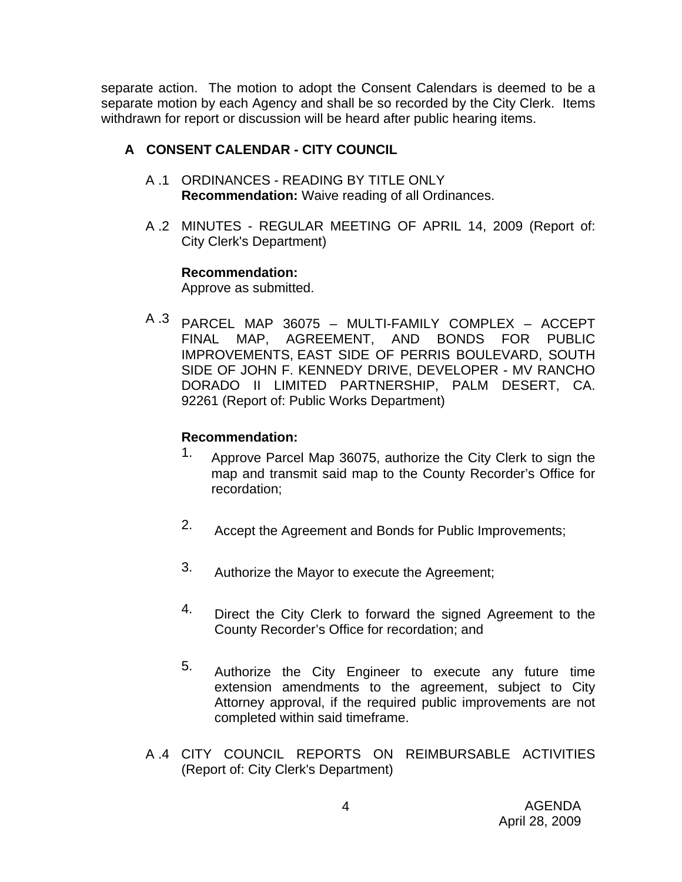separate action. The motion to adopt the Consent Calendars is deemed to be a separate motion by each Agency and shall be so recorded by the City Clerk. Items withdrawn for report or discussion will be heard after public hearing items.

## A CONSENT CALENDAR - CITY COUNCIL

A .1 ORDINANCES - READING BY TITLE ONLY
**Recommendation:** Waive reading of all Ordinances.

A .2 MINUTES - REGULAR MEETING OF APRIL 14, 2009 (Report of: City Clerk's Department)

**Recommendation:**
Approve as submitted.

A .3 PARCEL MAP 36075 – MULTI-FAMILY COMPLEX – ACCEPT FINAL MAP, AGREEMENT, AND BONDS FOR PUBLIC IMPROVEMENTS, EAST SIDE OF PERRIS BOULEVARD, SOUTH SIDE OF JOHN F. KENNEDY DRIVE, DEVELOPER - MV RANCHO DORADO II LIMITED PARTNERSHIP, PALM DESERT, CA. 92261 (Report of: Public Works Department)

**Recommendation:**

1. Approve Parcel Map 36075, authorize the City Clerk to sign the map and transmit said map to the County Recorder's Office for recordation;
2. Accept the Agreement and Bonds for Public Improvements;
3. Authorize the Mayor to execute the Agreement;
4. Direct the City Clerk to forward the signed Agreement to the County Recorder's Office for recordation; and
5. Authorize the City Engineer to execute any future time extension amendments to the agreement, subject to City Attorney approval, if the required public improvements are not completed within said timeframe.

A .4 CITY COUNCIL REPORTS ON REIMBURSABLE ACTIVITIES (Report of: City Clerk's Department)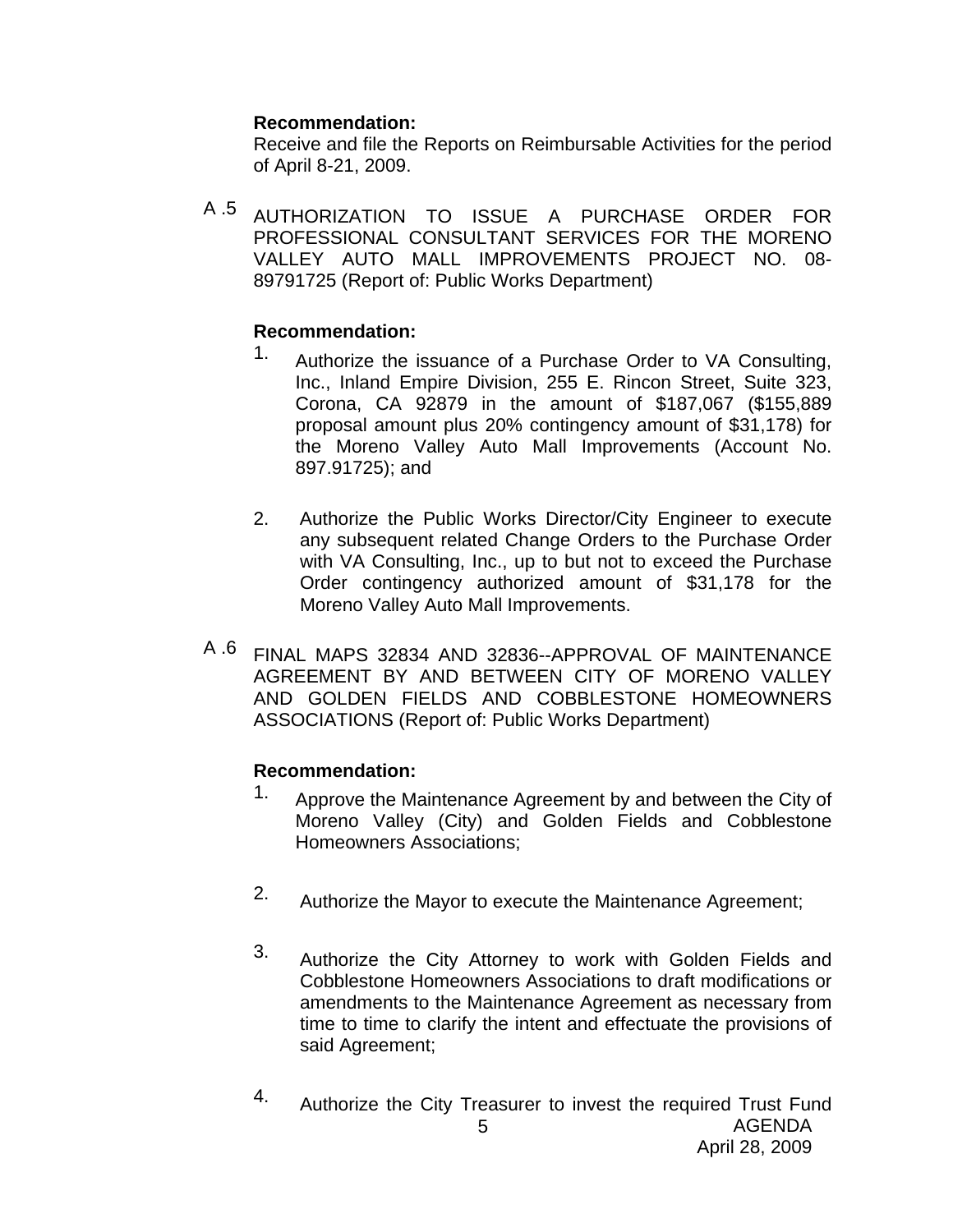**Recommendation:**
Receive and file the Reports on Reimbursable Activities for the period of April 8-21, 2009.

A .5 AUTHORIZATION TO ISSUE A PURCHASE ORDER FOR PROFESSIONAL CONSULTANT SERVICES FOR THE MORENO VALLEY AUTO MALL IMPROVEMENTS PROJECT NO. 08-89791725 (Report of: Public Works Department)

**Recommendation:**

1. Authorize the issuance of a Purchase Order to VA Consulting, Inc., Inland Empire Division, 255 E. Rincon Street, Suite 323, Corona, CA 92879 in the amount of $187,067 ($155,889 proposal amount plus 20% contingency amount of $31,178) for the Moreno Valley Auto Mall Improvements (Account No. 897.91725); and

2. Authorize the Public Works Director/City Engineer to execute any subsequent related Change Orders to the Purchase Order with VA Consulting, Inc., up to but not to exceed the Purchase Order contingency authorized amount of $31,178 for the Moreno Valley Auto Mall Improvements.

A .6 FINAL MAPS 32834 AND 32836--APPROVAL OF MAINTENANCE AGREEMENT BY AND BETWEEN CITY OF MORENO VALLEY AND GOLDEN FIELDS AND COBBLESTONE HOMEOWNERS ASSOCIATIONS (Report of: Public Works Department)

**Recommendation:**

1. Approve the Maintenance Agreement by and between the City of Moreno Valley (City) and Golden Fields and Cobblestone Homeowners Associations;

2. Authorize the Mayor to execute the Maintenance Agreement;

3. Authorize the City Attorney to work with Golden Fields and Cobblestone Homeowners Associations to draft modifications or amendments to the Maintenance Agreement as necessary from time to time to clarify the intent and effectuate the provisions of said Agreement;

4. Authorize the City Treasurer to invest the required Trust Fund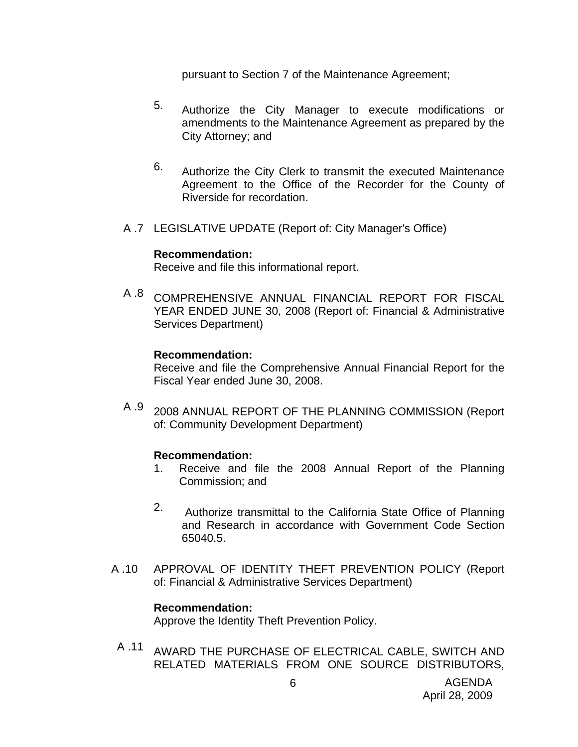pursuant to Section 7 of the Maintenance Agreement;

5. Authorize the City Manager to execute modifications or amendments to the Maintenance Agreement as prepared by the City Attorney; and

6. Authorize the City Clerk to transmit the executed Maintenance Agreement to the Office of the Recorder for the County of Riverside for recordation.

A .7 LEGISLATIVE UPDATE (Report of: City Manager's Office)

**Recommendation:**
Receive and file this informational report.

A .8 COMPREHENSIVE ANNUAL FINANCIAL REPORT FOR FISCAL YEAR ENDED JUNE 30, 2008 (Report of: Financial & Administrative Services Department)

**Recommendation:**
Receive and file the Comprehensive Annual Financial Report for the Fiscal Year ended June 30, 2008.

A .9 2008 ANNUAL REPORT OF THE PLANNING COMMISSION (Report of: Community Development Department)

**Recommendation:**

1. Receive and file the 2008 Annual Report of the Planning Commission; and

2. Authorize transmittal to the California State Office of Planning and Research in accordance with Government Code Section 65040.5.

A .10 APPROVAL OF IDENTITY THEFT PREVENTION POLICY (Report of: Financial & Administrative Services Department)

**Recommendation:**
Approve the Identity Theft Prevention Policy.

A .11 AWARD THE PURCHASE OF ELECTRICAL CABLE, SWITCH AND RELATED MATERIALS FROM ONE SOURCE DISTRIBUTORS,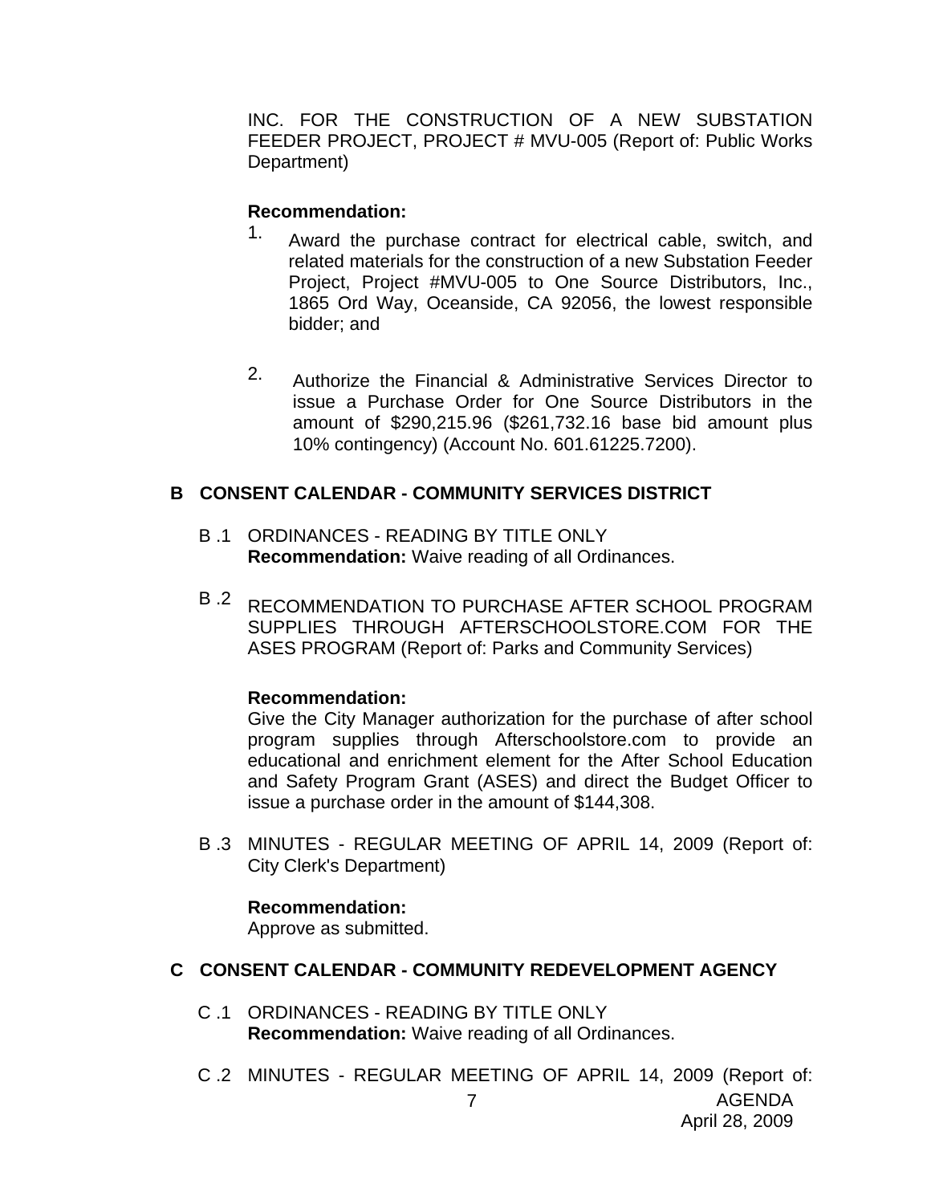INC. FOR THE CONSTRUCTION OF A NEW SUBSTATION FEEDER PROJECT, PROJECT # MVU-005 (Report of: Public Works Department)

**Recommendation:**

1. Award the purchase contract for electrical cable, switch, and related materials for the construction of a new Substation Feeder Project, Project #MVU-005 to One Source Distributors, Inc., 1865 Ord Way, Oceanside, CA 92056, the lowest responsible bidder; and

2. Authorize the Financial & Administrative Services Director to issue a Purchase Order for One Source Distributors in the amount of $290,215.96 ($261,732.16 base bid amount plus 10% contingency) (Account No. 601.61225.7200).

## B CONSENT CALENDAR - COMMUNITY SERVICES DISTRICT

B .1 ORDINANCES - READING BY TITLE ONLY
**Recommendation:** Waive reading of all Ordinances.

B .2 RECOMMENDATION TO PURCHASE AFTER SCHOOL PROGRAM SUPPLIES THROUGH AFTERSCHOOLSTORE.COM FOR THE ASES PROGRAM (Report of: Parks and Community Services)

**Recommendation:**
Give the City Manager authorization for the purchase of after school program supplies through Afterschoolstore.com to provide an educational and enrichment element for the After School Education and Safety Program Grant (ASES) and direct the Budget Officer to issue a purchase order in the amount of $144,308.

B .3 MINUTES - REGULAR MEETING OF APRIL 14, 2009 (Report of: City Clerk's Department)

**Recommendation:**
Approve as submitted.

## C CONSENT CALENDAR - COMMUNITY REDEVELOPMENT AGENCY

C .1 ORDINANCES - READING BY TITLE ONLY
**Recommendation:** Waive reading of all Ordinances.

C .2 MINUTES - REGULAR MEETING OF APRIL 14, 2009 (Report of: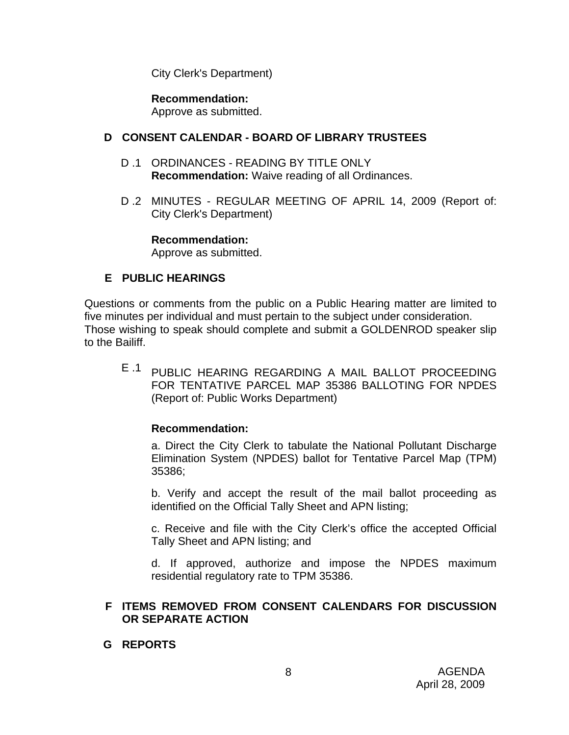City Clerk's Department)

**Recommendation:**
Approve as submitted.

## D CONSENT CALENDAR - BOARD OF LIBRARY TRUSTEES

D .1 ORDINANCES - READING BY TITLE ONLY
**Recommendation:** Waive reading of all Ordinances.

D .2 MINUTES - REGULAR MEETING OF APRIL 14, 2009 (Report of: City Clerk's Department)

**Recommendation:**
Approve as submitted.

## E PUBLIC HEARINGS

Questions or comments from the public on a Public Hearing matter are limited to five minutes per individual and must pertain to the subject under consideration.
Those wishing to speak should complete and submit a GOLDENROD speaker slip to the Bailiff.

E .1 PUBLIC HEARING REGARDING A MAIL BALLOT PROCEEDING FOR TENTATIVE PARCEL MAP 35386 BALLOTING FOR NPDES (Report of: Public Works Department)

**Recommendation:**

a. Direct the City Clerk to tabulate the National Pollutant Discharge Elimination System (NPDES) ballot for Tentative Parcel Map (TPM) 35386;

b. Verify and accept the result of the mail ballot proceeding as identified on the Official Tally Sheet and APN listing;

c. Receive and file with the City Clerk's office the accepted Official Tally Sheet and APN listing; and

d. If approved, authorize and impose the NPDES maximum residential regulatory rate to TPM 35386.

## F ITEMS REMOVED FROM CONSENT CALENDARS FOR DISCUSSION OR SEPARATE ACTION

## G REPORTS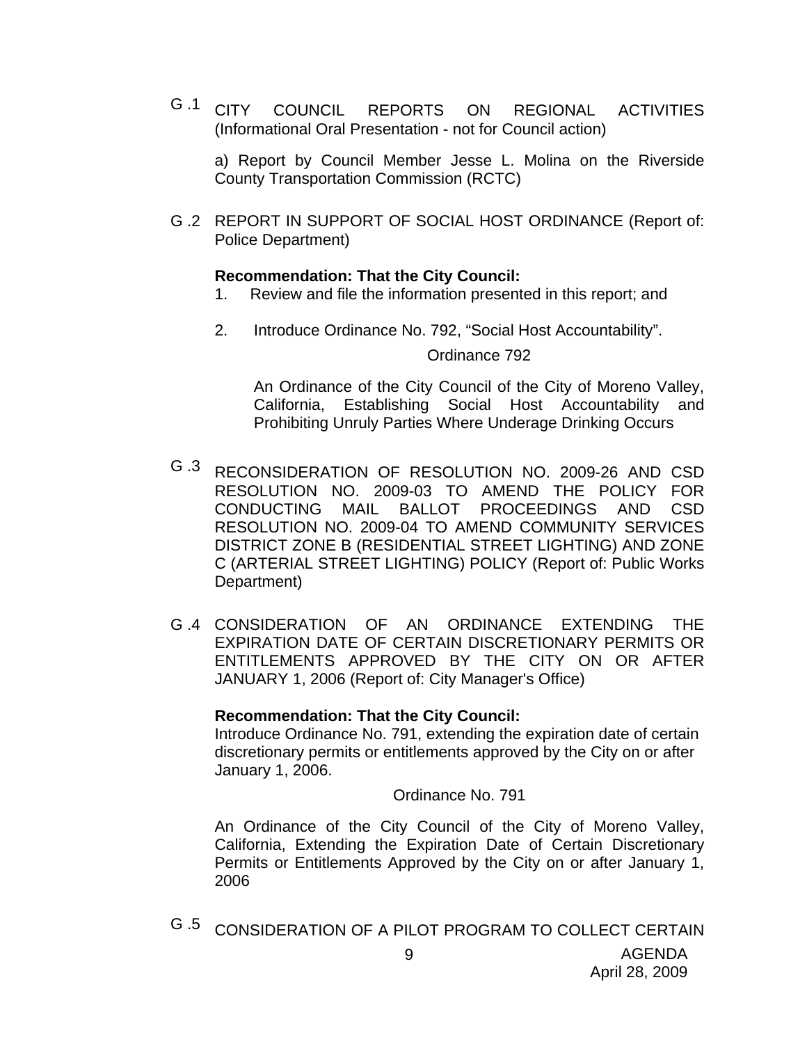G .1 CITY COUNCIL REPORTS ON REGIONAL ACTIVITIES (Informational Oral Presentation - not for Council action)

a) Report by Council Member Jesse L. Molina on the Riverside County Transportation Commission (RCTC)

G .2 REPORT IN SUPPORT OF SOCIAL HOST ORDINANCE (Report of: Police Department)

**Recommendation: That the City Council:**

1. Review and file the information presented in this report; and
2. Introduce Ordinance No. 792, "Social Host Accountability".

Ordinance 792

An Ordinance of the City Council of the City of Moreno Valley, California, Establishing Social Host Accountability and Prohibiting Unruly Parties Where Underage Drinking Occurs

G .3 RECONSIDERATION OF RESOLUTION NO. 2009-26 AND CSD RESOLUTION NO. 2009-03 TO AMEND THE POLICY FOR CONDUCTING MAIL BALLOT PROCEEDINGS AND CSD RESOLUTION NO. 2009-04 TO AMEND COMMUNITY SERVICES DISTRICT ZONE B (RESIDENTIAL STREET LIGHTING) AND ZONE C (ARTERIAL STREET LIGHTING) POLICY (Report of: Public Works Department)

G .4 CONSIDERATION OF AN ORDINANCE EXTENDING THE EXPIRATION DATE OF CERTAIN DISCRETIONARY PERMITS OR ENTITLEMENTS APPROVED BY THE CITY ON OR AFTER JANUARY 1, 2006 (Report of: City Manager's Office)

**Recommendation: That the City Council:**

Introduce Ordinance No. 791, extending the expiration date of certain discretionary permits or entitlements approved by the City on or after January 1, 2006.

Ordinance No. 791

An Ordinance of the City Council of the City of Moreno Valley, California, Extending the Expiration Date of Certain Discretionary Permits or Entitlements Approved by the City on or after January 1, 2006

G .5 CONSIDERATION OF A PILOT PROGRAM TO COLLECT CERTAIN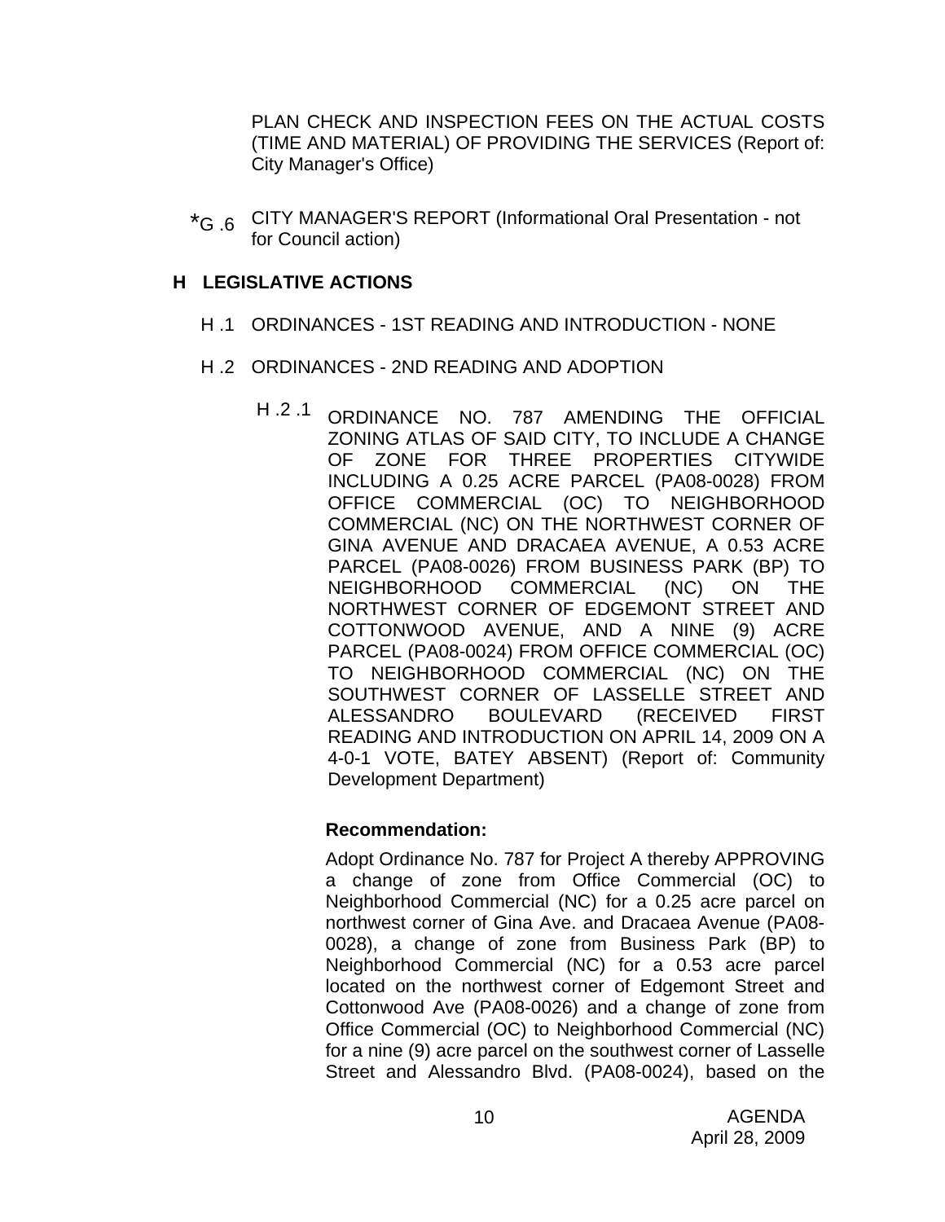PLAN CHECK AND INSPECTION FEES ON THE ACTUAL COSTS (TIME AND MATERIAL) OF PROVIDING THE SERVICES (Report of: City Manager's Office)

*G .6 CITY MANAGER'S REPORT (Informational Oral Presentation - not for Council action)

## H LEGISLATIVE ACTIONS

H .1 ORDINANCES - 1ST READING AND INTRODUCTION - NONE

H .2 ORDINANCES - 2ND READING AND ADOPTION

H .2 .1 ORDINANCE NO. 787 AMENDING THE OFFICIAL ZONING ATLAS OF SAID CITY, TO INCLUDE A CHANGE OF ZONE FOR THREE PROPERTIES CITYWIDE INCLUDING A 0.25 ACRE PARCEL (PA08-0028) FROM OFFICE COMMERCIAL (OC) TO NEIGHBORHOOD COMMERCIAL (NC) ON THE NORTHWEST CORNER OF GINA AVENUE AND DRACAEA AVENUE, A 0.53 ACRE PARCEL (PA08-0026) FROM BUSINESS PARK (BP) TO NEIGHBORHOOD COMMERCIAL (NC) ON THE NORTHWEST CORNER OF EDGEMONT STREET AND COTTONWOOD AVENUE, AND A NINE (9) ACRE PARCEL (PA08-0024) FROM OFFICE COMMERCIAL (OC) TO NEIGHBORHOOD COMMERCIAL (NC) ON THE SOUTHWEST CORNER OF LASSELLE STREET AND ALESSANDRO BOULEVARD (RECEIVED FIRST READING AND INTRODUCTION ON APRIL 14, 2009 ON A 4-0-1 VOTE, BATEY ABSENT) (Report of: Community Development Department)

**Recommendation:**

Adopt Ordinance No. 787 for Project A thereby APPROVING a change of zone from Office Commercial (OC) to Neighborhood Commercial (NC) for a 0.25 acre parcel on northwest corner of Gina Ave. and Dracaea Avenue (PA08-0028), a change of zone from Business Park (BP) to Neighborhood Commercial (NC) for a 0.53 acre parcel located on the northwest corner of Edgemont Street and Cottonwood Ave (PA08-0026) and a change of zone from Office Commercial (OC) to Neighborhood Commercial (NC) for a nine (9) acre parcel on the southwest corner of Lasselle Street and Alessandro Blvd. (PA08-0024), based on the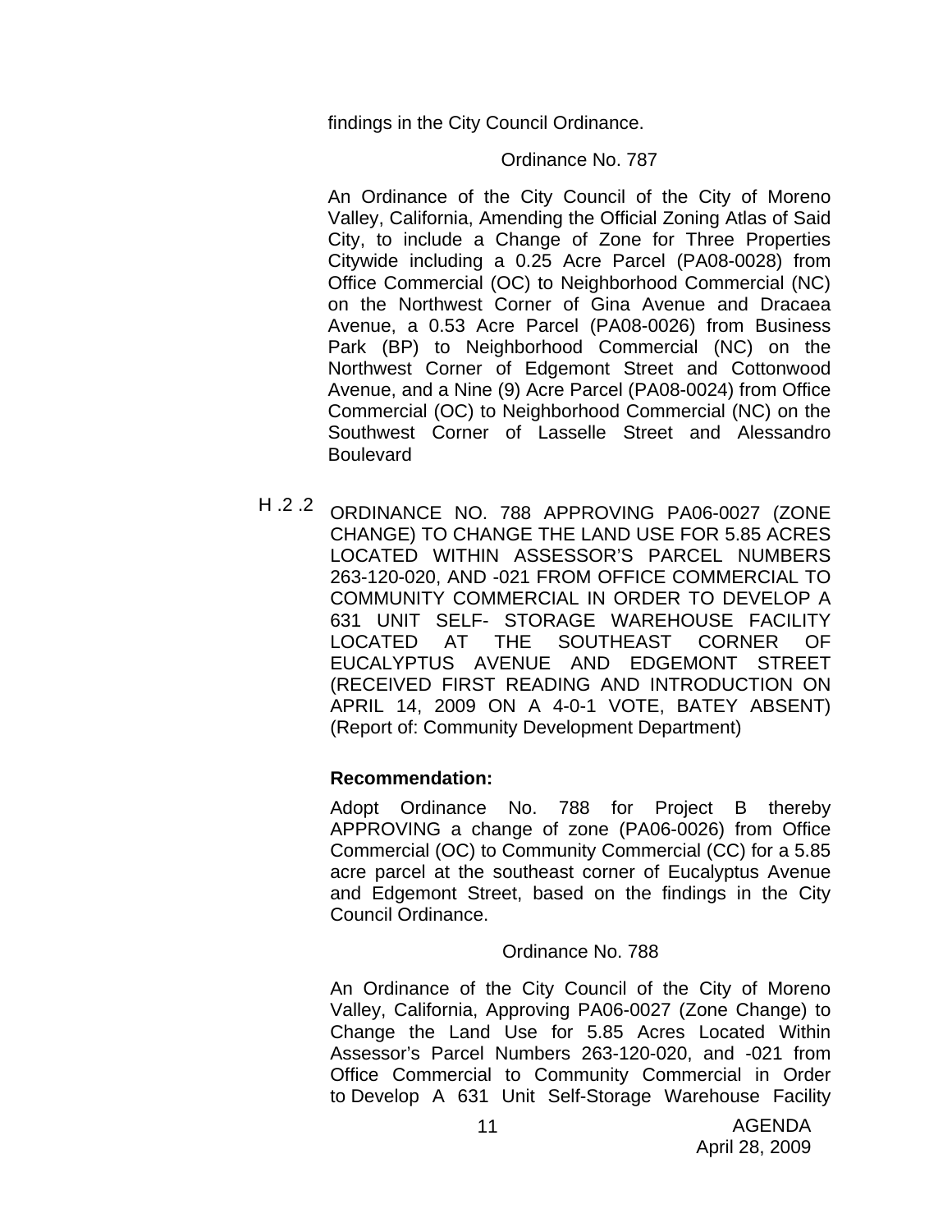findings in the City Council Ordinance.

Ordinance No. 787

An Ordinance of the City Council of the City of Moreno Valley, California, Amending the Official Zoning Atlas of Said City, to include a Change of Zone for Three Properties Citywide including a 0.25 Acre Parcel (PA08-0028) from Office Commercial (OC) to Neighborhood Commercial (NC) on the Northwest Corner of Gina Avenue and Dracaea Avenue, a 0.53 Acre Parcel (PA08-0026) from Business Park (BP) to Neighborhood Commercial (NC) on the Northwest Corner of Edgemont Street and Cottonwood Avenue, and a Nine (9) Acre Parcel (PA08-0024) from Office Commercial (OC) to Neighborhood Commercial (NC) on the Southwest Corner of Lasselle Street and Alessandro Boulevard

H .2 .2 ORDINANCE NO. 788 APPROVING PA06-0027 (ZONE CHANGE) TO CHANGE THE LAND USE FOR 5.85 ACRES LOCATED WITHIN ASSESSOR'S PARCEL NUMBERS 263-120-020, AND -021 FROM OFFICE COMMERCIAL TO COMMUNITY COMMERCIAL IN ORDER TO DEVELOP A 631 UNIT SELF- STORAGE WAREHOUSE FACILITY LOCATED AT THE SOUTHEAST CORNER OF EUCALYPTUS AVENUE AND EDGEMONT STREET (RECEIVED FIRST READING AND INTRODUCTION ON APRIL 14, 2009 ON A 4-0-1 VOTE, BATEY ABSENT) (Report of: Community Development Department)

**Recommendation:**

Adopt Ordinance No. 788 for Project B thereby APPROVING a change of zone (PA06-0026) from Office Commercial (OC) to Community Commercial (CC) for a 5.85 acre parcel at the southeast corner of Eucalyptus Avenue and Edgemont Street, based on the findings in the City Council Ordinance.

Ordinance No. 788

An Ordinance of the City Council of the City of Moreno Valley, California, Approving PA06-0027 (Zone Change) to Change the Land Use for 5.85 Acres Located Within Assessor's Parcel Numbers 263-120-020, and -021 from Office Commercial to Community Commercial in Order to Develop A 631 Unit Self-Storage Warehouse Facility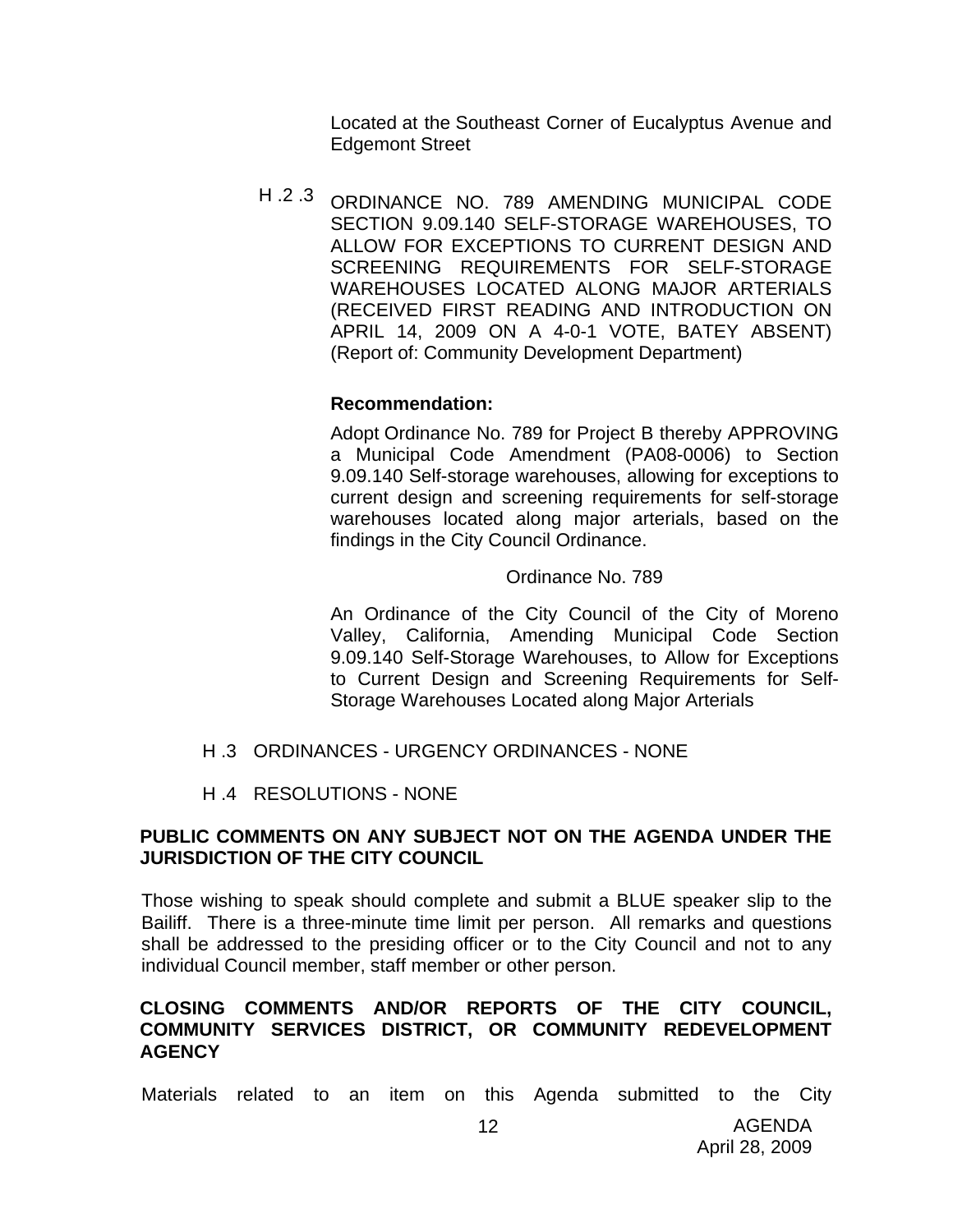Located at the Southeast Corner of Eucalyptus Avenue and Edgemont Street

H .2 .3 ORDINANCE NO. 789 AMENDING MUNICIPAL CODE SECTION 9.09.140 SELF-STORAGE WAREHOUSES, TO ALLOW FOR EXCEPTIONS TO CURRENT DESIGN AND SCREENING REQUIREMENTS FOR SELF-STORAGE WAREHOUSES LOCATED ALONG MAJOR ARTERIALS (RECEIVED FIRST READING AND INTRODUCTION ON APRIL 14, 2009 ON A 4-0-1 VOTE, BATEY ABSENT) (Report of: Community Development Department)

**Recommendation:**

Adopt Ordinance No. 789 for Project B thereby APPROVING a Municipal Code Amendment (PA08-0006) to Section 9.09.140 Self-storage warehouses, allowing for exceptions to current design and screening requirements for self-storage warehouses located along major arterials, based on the findings in the City Council Ordinance.

Ordinance No. 789

An Ordinance of the City Council of the City of Moreno Valley, California, Amending Municipal Code Section 9.09.140 Self-Storage Warehouses, to Allow for Exceptions to Current Design and Screening Requirements for Self-Storage Warehouses Located along Major Arterials

H .3 ORDINANCES - URGENCY ORDINANCES - NONE

H .4 RESOLUTIONS - NONE

**PUBLIC COMMENTS ON ANY SUBJECT NOT ON THE AGENDA UNDER THE JURISDICTION OF THE CITY COUNCIL**

Those wishing to speak should complete and submit a BLUE speaker slip to the Bailiff. There is a three-minute time limit per person. All remarks and questions shall be addressed to the presiding officer or to the City Council and not to any individual Council member, staff member or other person.

**CLOSING COMMENTS AND/OR REPORTS OF THE CITY COUNCIL, COMMUNITY SERVICES DISTRICT, OR COMMUNITY REDEVELOPMENT AGENCY**

Materials related to an item on this Agenda submitted to the City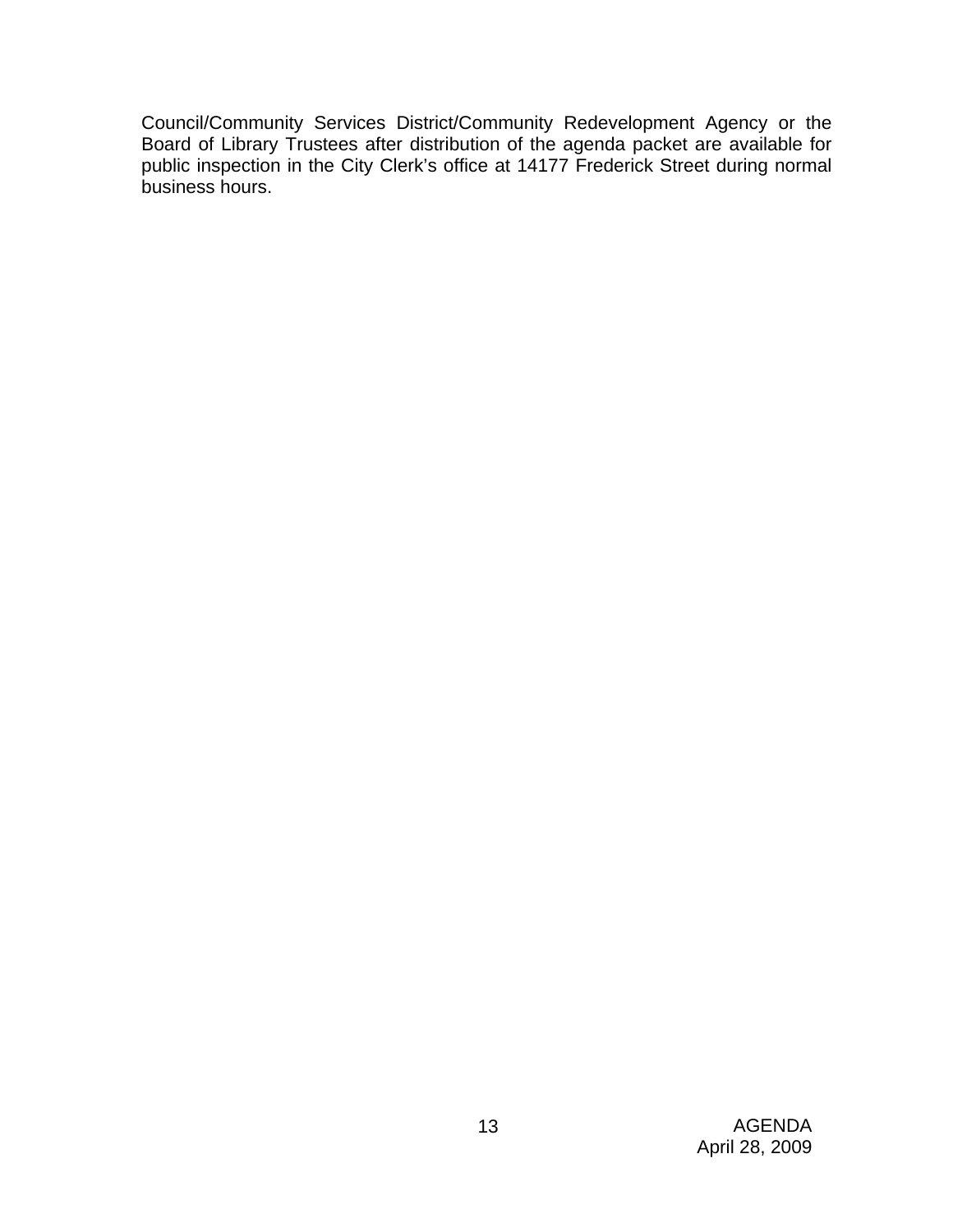Council/Community Services District/Community Redevelopment Agency or the Board of Library Trustees after distribution of the agenda packet are available for public inspection in the City Clerk's office at 14177 Frederick Street during normal business hours.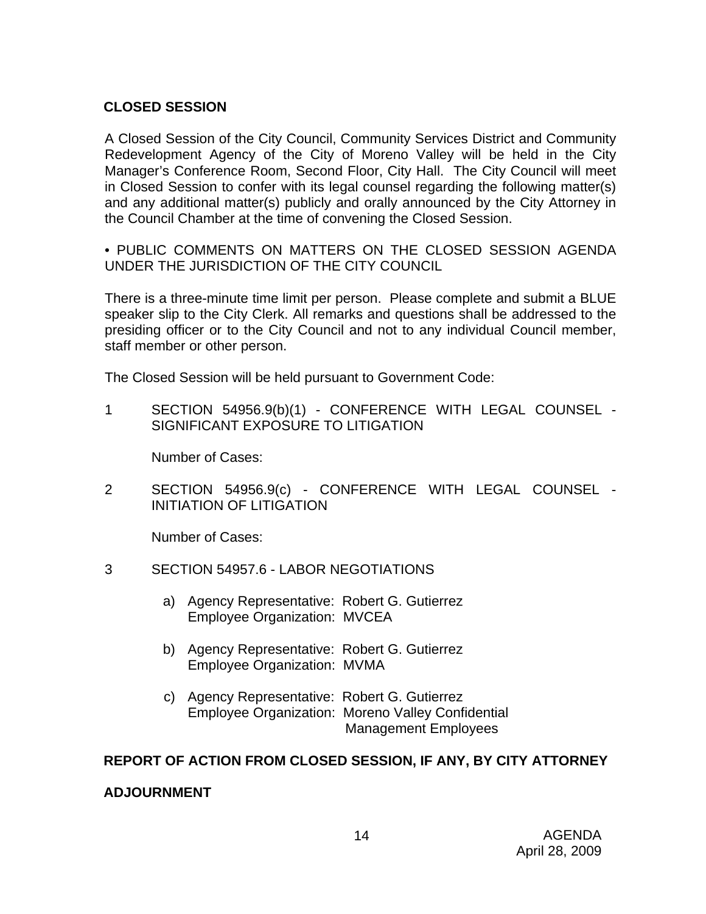## CLOSED SESSION

A Closed Session of the City Council, Community Services District and Community Redevelopment Agency of the City of Moreno Valley will be held in the City Manager's Conference Room, Second Floor, City Hall. The City Council will meet in Closed Session to confer with its legal counsel regarding the following matter(s) and any additional matter(s) publicly and orally announced by the City Attorney in the Council Chamber at the time of convening the Closed Session.

• PUBLIC COMMENTS ON MATTERS ON THE CLOSED SESSION AGENDA UNDER THE JURISDICTION OF THE CITY COUNCIL

There is a three-minute time limit per person. Please complete and submit a BLUE speaker slip to the City Clerk. All remarks and questions shall be addressed to the presiding officer or to the City Council and not to any individual Council member, staff member or other person.

The Closed Session will be held pursuant to Government Code:

1. SECTION 54956.9(b)(1) - CONFERENCE WITH LEGAL COUNSEL - SIGNIFICANT EXPOSURE TO LITIGATION

   Number of Cases:

2. SECTION 54956.9(c) - CONFERENCE WITH LEGAL COUNSEL - INITIATION OF LITIGATION

   Number of Cases:

3. SECTION 54957.6 - LABOR NEGOTIATIONS

   a) Agency Representative: Robert G. Gutierrez
      Employee Organization: MVCEA

   b) Agency Representative: Robert G. Gutierrez
      Employee Organization: MVMA

   c) Agency Representative: Robert G. Gutierrez
      Employee Organization: Moreno Valley Confidential Management Employees

## REPORT OF ACTION FROM CLOSED SESSION, IF ANY, BY CITY ATTORNEY

## ADJOURNMENT